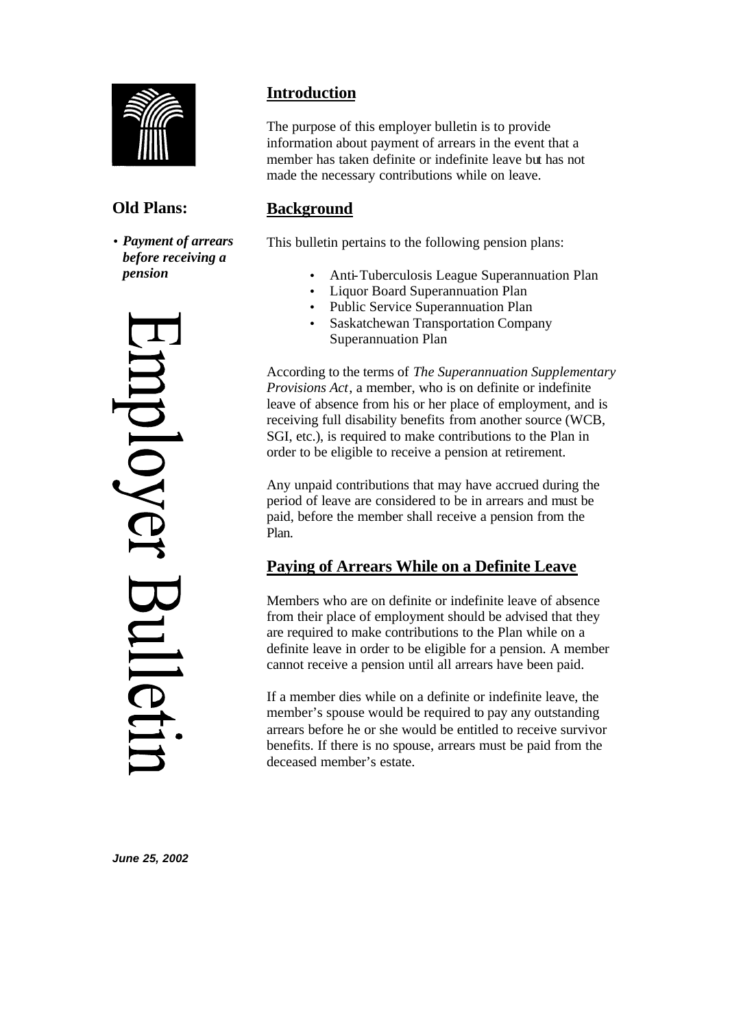# Employer Bulletin

## Old Plans:

- ***Payment of arrears before receiving a pension***

## Introduction

The purpose of this employer bulletin is to provide information about payment of arrears in the event that a member has taken definite or indefinite leave but has not made the necessary contributions while on leave.

## Background

This bulletin pertains to the following pension plans:

- Anti-Tuberculosis League Superannuation Plan
- Liquor Board Superannuation Plan
- Public Service Superannuation Plan
- Saskatchewan Transportation Company Superannuation Plan

According to the terms of *The Superannuation Supplementary Provisions Act*, a member, who is on definite or indefinite leave of absence from his or her place of employment, and is receiving full disability benefits from another source (WCB, SGI, etc.), is required to make contributions to the Plan in order to be eligible to receive a pension at retirement.

Any unpaid contributions that may have accrued during the period of leave are considered to be in arrears and must be paid, before the member shall receive a pension from the Plan.

## Paying of Arrears While on a Definite Leave

Members who are on definite or indefinite leave of absence from their place of employment should be advised that they are required to make contributions to the Plan while on a definite leave in order to be eligible for a pension. A member cannot receive a pension until all arrears have been paid.

If a member dies while on a definite or indefinite leave, the member's spouse would be required to pay any outstanding arrears before he or she would be entitled to receive survivor benefits. If there is no spouse, arrears must be paid from the deceased member's estate.

***June 25, 2002***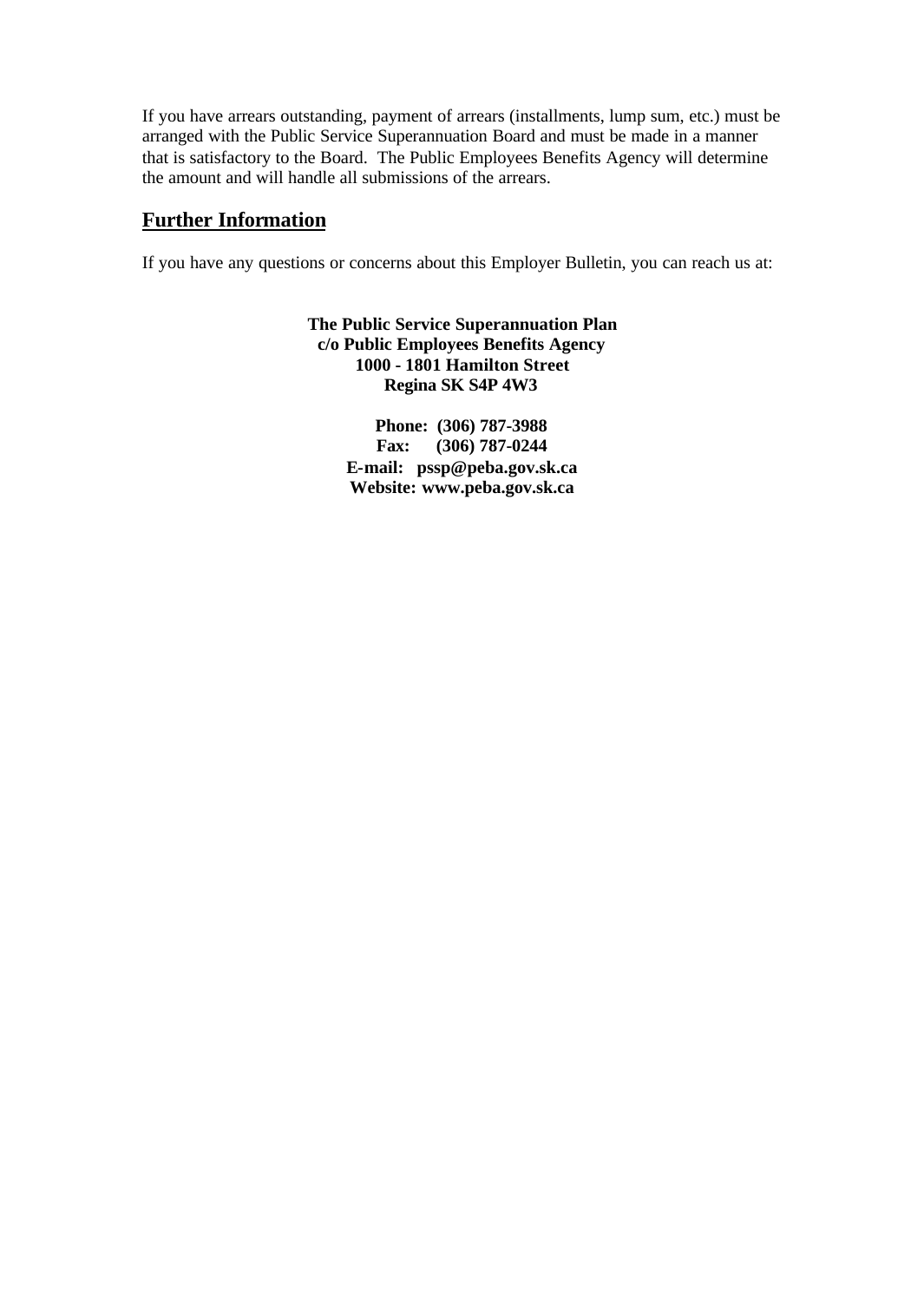If you have arrears outstanding, payment of arrears (installments, lump sum, etc.) must be arranged with the Public Service Superannuation Board and must be made in a manner that is satisfactory to the Board. The Public Employees Benefits Agency will determine the amount and will handle all submissions of the arrears.

## Further Information

If you have any questions or concerns about this Employer Bulletin, you can reach us at:

**The Public Service Superannuation Plan**
**c/o Public Employees Benefits Agency**
**1000 - 1801 Hamilton Street**
**Regina SK S4P 4W3**

**Phone: (306) 787-3988**
**Fax: (306) 787-0244**
**E-mail: pssp@peba.gov.sk.ca**
**Website: www.peba.gov.sk.ca**